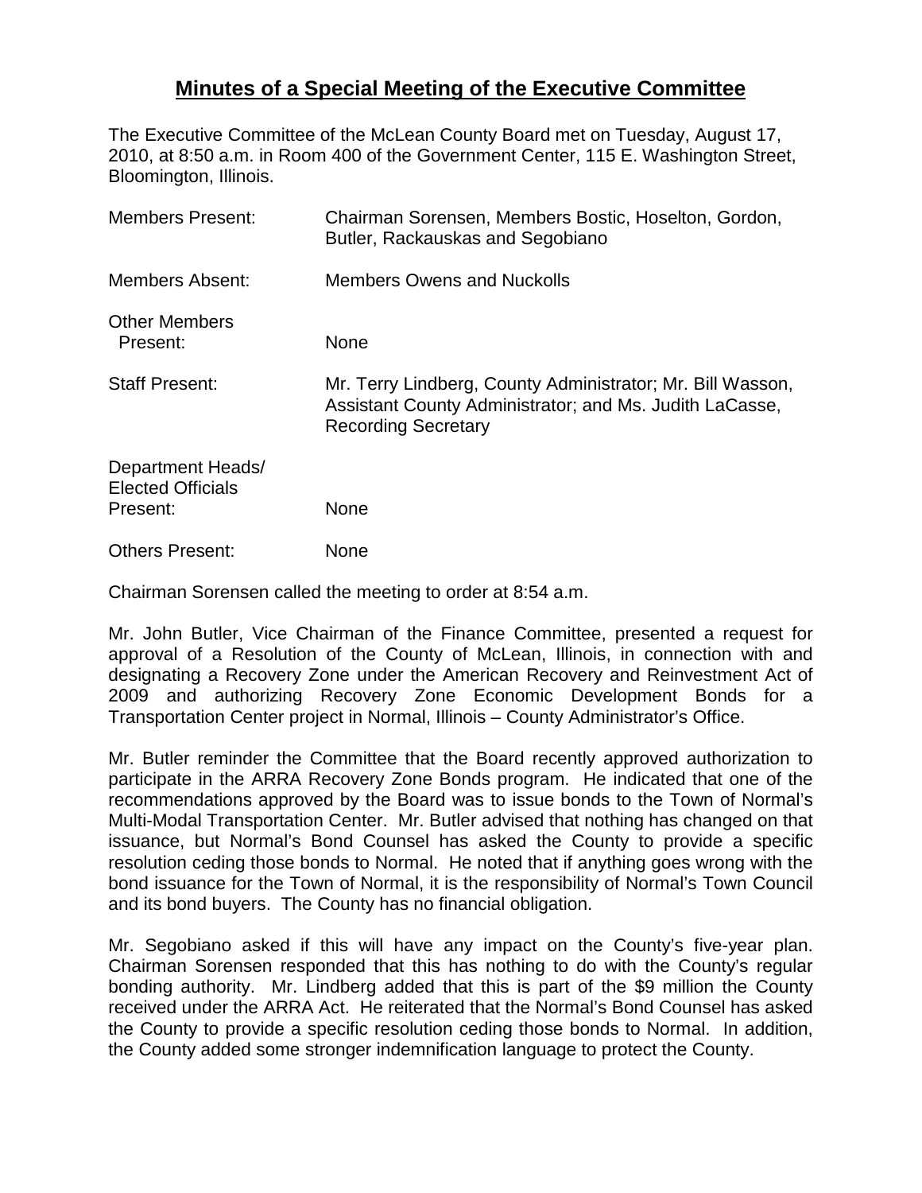# Minutes of a Special Meeting of the Executive Committee

The Executive Committee of the McLean County Board met on Tuesday, August 17, 2010, at 8:50 a.m. in Room 400 of the Government Center, 115 E. Washington Street, Bloomington, Illinois.

| | |
|---|---|
| Members Present: | Chairman Sorensen, Members Bostic, Hoselton, Gordon, Butler, Rackauskas and Segobiano |
| Members Absent: | Members Owens and Nuckolls |
| Other Members Present: | None |
| Staff Present: | Mr. Terry Lindberg, County Administrator; Mr. Bill Wasson, Assistant County Administrator; and Ms. Judith LaCasse, Recording Secretary |
| Department Heads/ Elected Officials Present: | None |
| Others Present: | None |

Chairman Sorensen called the meeting to order at 8:54 a.m.

Mr. John Butler, Vice Chairman of the Finance Committee, presented a request for approval of a Resolution of the County of McLean, Illinois, in connection with and designating a Recovery Zone under the American Recovery and Reinvestment Act of 2009 and authorizing Recovery Zone Economic Development Bonds for a Transportation Center project in Normal, Illinois – County Administrator's Office.

Mr. Butler reminder the Committee that the Board recently approved authorization to participate in the ARRA Recovery Zone Bonds program. He indicated that one of the recommendations approved by the Board was to issue bonds to the Town of Normal's Multi-Modal Transportation Center. Mr. Butler advised that nothing has changed on that issuance, but Normal's Bond Counsel has asked the County to provide a specific resolution ceding those bonds to Normal. He noted that if anything goes wrong with the bond issuance for the Town of Normal, it is the responsibility of Normal's Town Council and its bond buyers. The County has no financial obligation.

Mr. Segobiano asked if this will have any impact on the County's five-year plan. Chairman Sorensen responded that this has nothing to do with the County's regular bonding authority. Mr. Lindberg added that this is part of the $9 million the County received under the ARRA Act. He reiterated that the Normal's Bond Counsel has asked the County to provide a specific resolution ceding those bonds to Normal. In addition, the County added some stronger indemnification language to protect the County.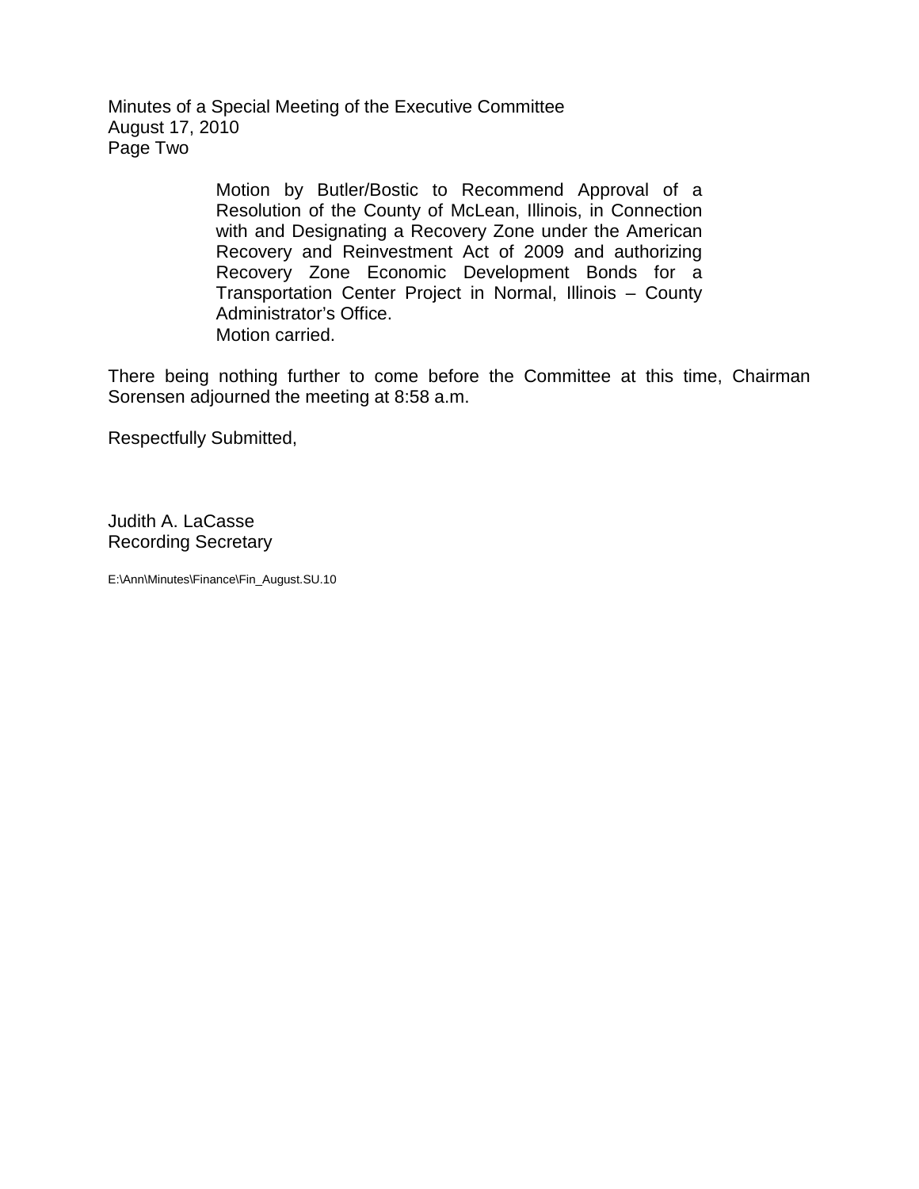Motion by Butler/Bostic to Recommend Approval of a Resolution of the County of McLean, Illinois, in Connection with and Designating a Recovery Zone under the American Recovery and Reinvestment Act of 2009 and authorizing Recovery Zone Economic Development Bonds for a Transportation Center Project in Normal, Illinois – County Administrator's Office.
Motion carried.

There being nothing further to come before the Committee at this time, Chairman Sorensen adjourned the meeting at 8:58 a.m.

Respectfully Submitted,

Judith A. LaCasse
Recording Secretary

E:\Ann\Minutes\Finance\Fin_August.SU.10